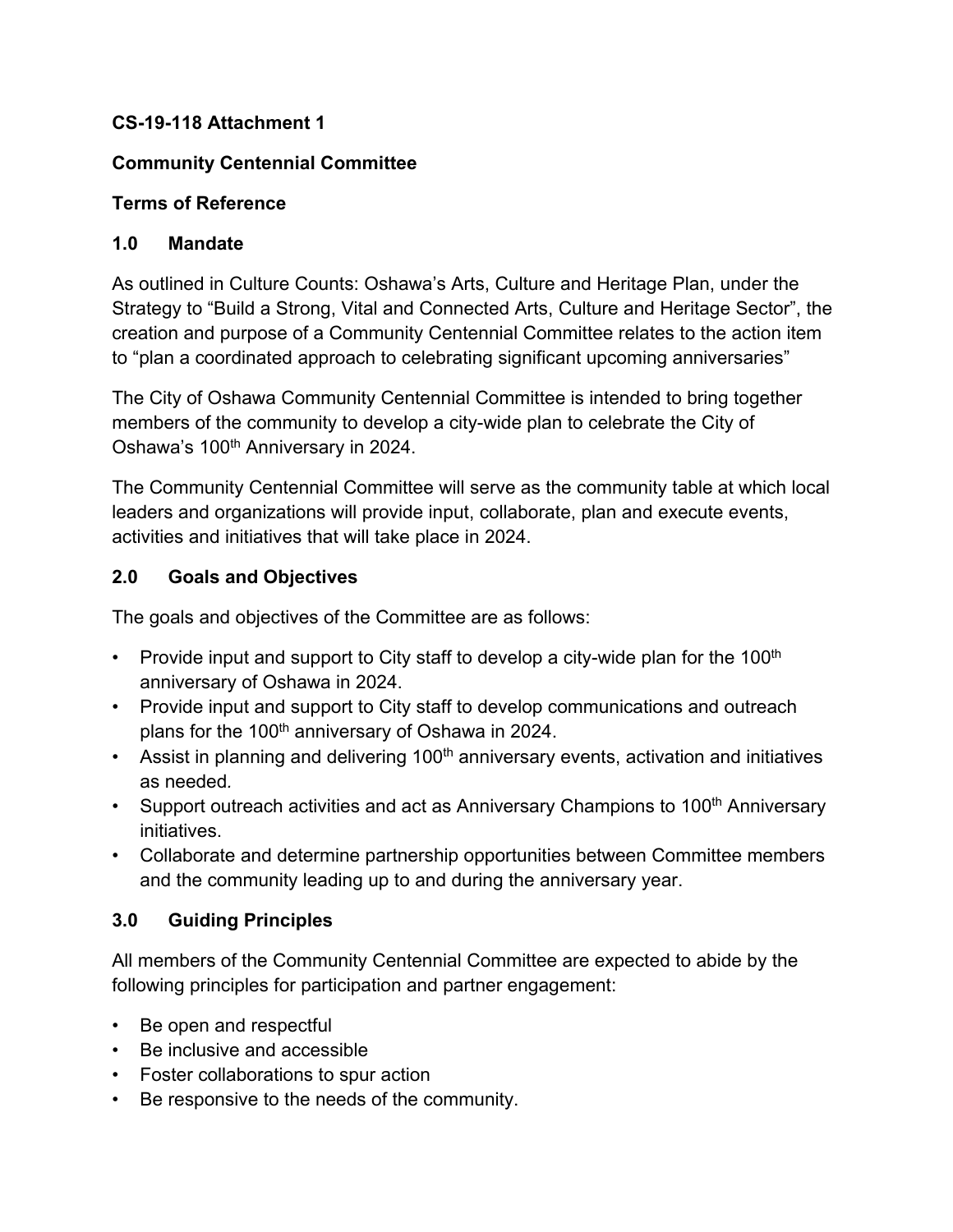**CS-19-118 Attachment 1**

**Community Centennial Committee**

**Terms of Reference**

## 1.0 Mandate

As outlined in Culture Counts: Oshawa's Arts, Culture and Heritage Plan, under the Strategy to "Build a Strong, Vital and Connected Arts, Culture and Heritage Sector", the creation and purpose of a Community Centennial Committee relates to the action item to "plan a coordinated approach to celebrating significant upcoming anniversaries"

The City of Oshawa Community Centennial Committee is intended to bring together members of the community to develop a city-wide plan to celebrate the City of Oshawa's 100th Anniversary in 2024.

The Community Centennial Committee will serve as the community table at which local leaders and organizations will provide input, collaborate, plan and execute events, activities and initiatives that will take place in 2024.

## 2.0 Goals and Objectives

The goals and objectives of the Committee are as follows:

- Provide input and support to City staff to develop a city-wide plan for the 100th anniversary of Oshawa in 2024.
- Provide input and support to City staff to develop communications and outreach plans for the 100th anniversary of Oshawa in 2024.
- Assist in planning and delivering 100th anniversary events, activation and initiatives as needed.
- Support outreach activities and act as Anniversary Champions to 100th Anniversary initiatives.
- Collaborate and determine partnership opportunities between Committee members and the community leading up to and during the anniversary year.

## 3.0 Guiding Principles

All members of the Community Centennial Committee are expected to abide by the following principles for participation and partner engagement:

- Be open and respectful
- Be inclusive and accessible
- Foster collaborations to spur action
- Be responsive to the needs of the community.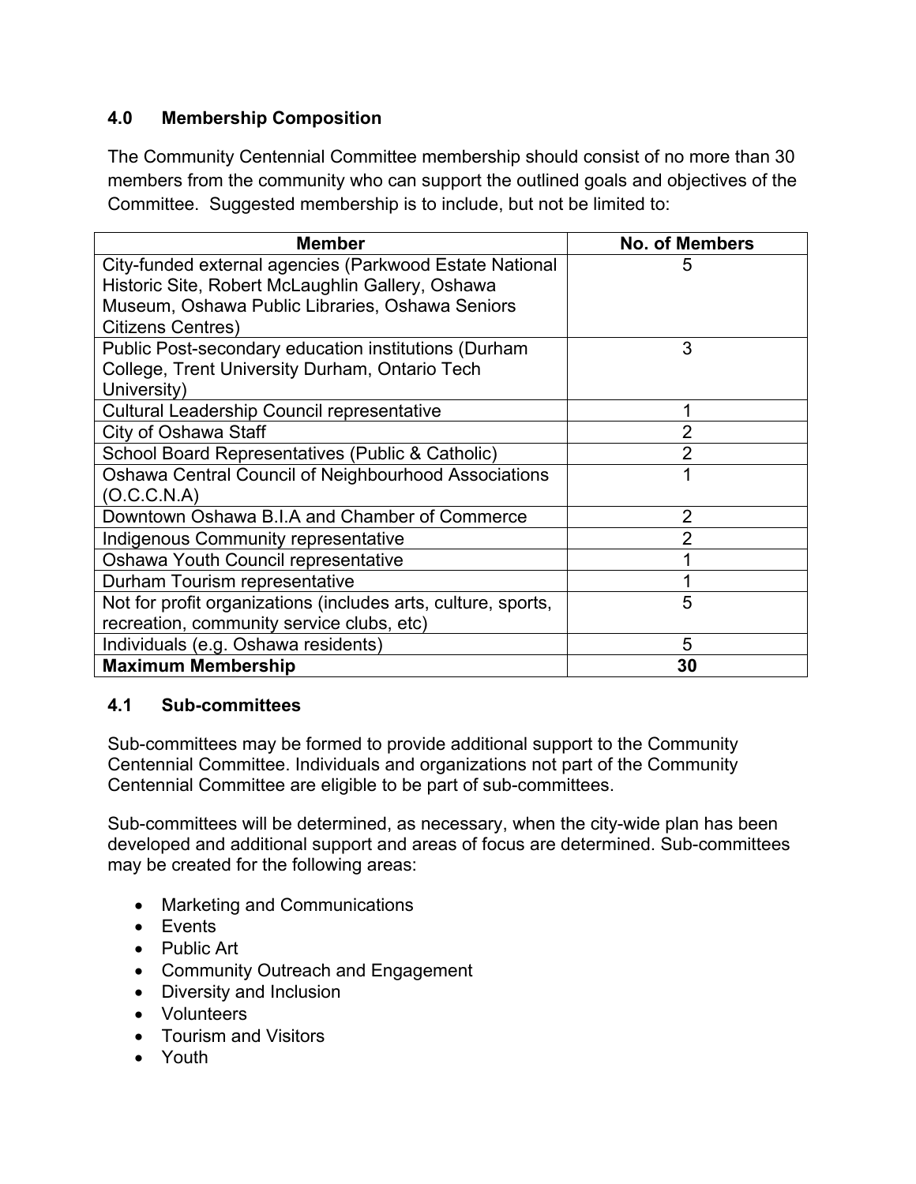## 4.0 Membership Composition

The Community Centennial Committee membership should consist of no more than 30 members from the community who can support the outlined goals and objectives of the Committee. Suggested membership is to include, but not be limited to:

| Member | No. of Members |
|---|---|
| City-funded external agencies (Parkwood Estate National Historic Site, Robert McLaughlin Gallery, Oshawa Museum, Oshawa Public Libraries, Oshawa Seniors Citizens Centres) | 5 |
| Public Post-secondary education institutions (Durham College, Trent University Durham, Ontario Tech University) | 3 |
| Cultural Leadership Council representative | 1 |
| City of Oshawa Staff | 2 |
| School Board Representatives (Public & Catholic) | 2 |
| Oshawa Central Council of Neighbourhood Associations (O.C.C.N.A) | 1 |
| Downtown Oshawa B.I.A and Chamber of Commerce | 2 |
| Indigenous Community representative | 2 |
| Oshawa Youth Council representative | 1 |
| Durham Tourism representative | 1 |
| Not for profit organizations (includes arts, culture, sports, recreation, community service clubs, etc) | 5 |
| Individuals (e.g. Oshawa residents) | 5 |
| **Maximum Membership** | **30** |

### 4.1 Sub-committees

Sub-committees may be formed to provide additional support to the Community Centennial Committee. Individuals and organizations not part of the Community Centennial Committee are eligible to be part of sub-committees.

Sub-committees will be determined, as necessary, when the city-wide plan has been developed and additional support and areas of focus are determined. Sub-committees may be created for the following areas:

- Marketing and Communications
- Events
- Public Art
- Community Outreach and Engagement
- Diversity and Inclusion
- Volunteers
- Tourism and Visitors
- Youth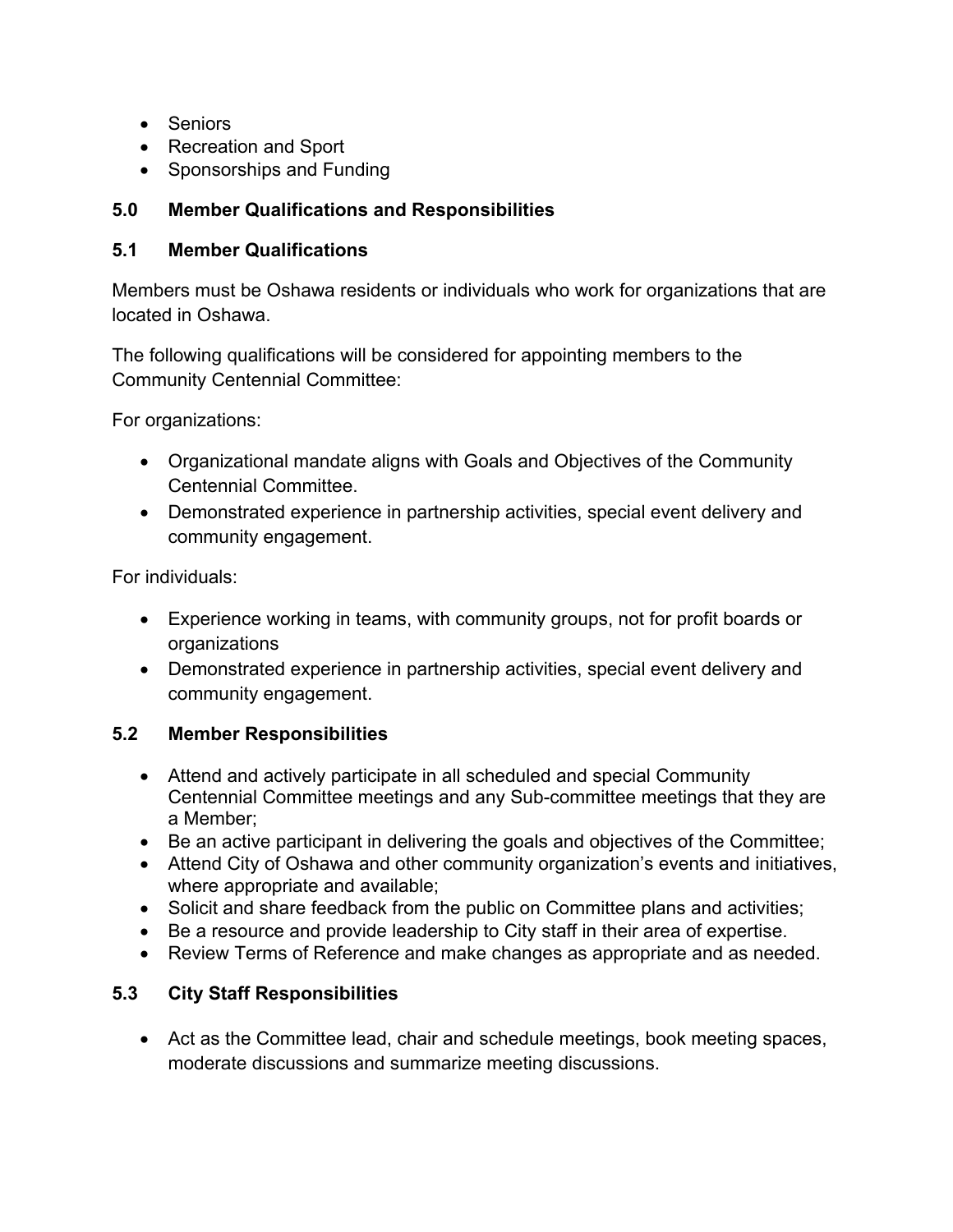- Seniors
- Recreation and Sport
- Sponsorships and Funding

## 5.0 Member Qualifications and Responsibilities

### 5.1 Member Qualifications

Members must be Oshawa residents or individuals who work for organizations that are located in Oshawa.

The following qualifications will be considered for appointing members to the Community Centennial Committee:

For organizations:

- Organizational mandate aligns with Goals and Objectives of the Community Centennial Committee.
- Demonstrated experience in partnership activities, special event delivery and community engagement.

For individuals:

- Experience working in teams, with community groups, not for profit boards or organizations
- Demonstrated experience in partnership activities, special event delivery and community engagement.

### 5.2 Member Responsibilities

- Attend and actively participate in all scheduled and special Community Centennial Committee meetings and any Sub-committee meetings that they are a Member;
- Be an active participant in delivering the goals and objectives of the Committee;
- Attend City of Oshawa and other community organization's events and initiatives, where appropriate and available;
- Solicit and share feedback from the public on Committee plans and activities;
- Be a resource and provide leadership to City staff in their area of expertise.
- Review Terms of Reference and make changes as appropriate and as needed.

### 5.3 City Staff Responsibilities

- Act as the Committee lead, chair and schedule meetings, book meeting spaces, moderate discussions and summarize meeting discussions.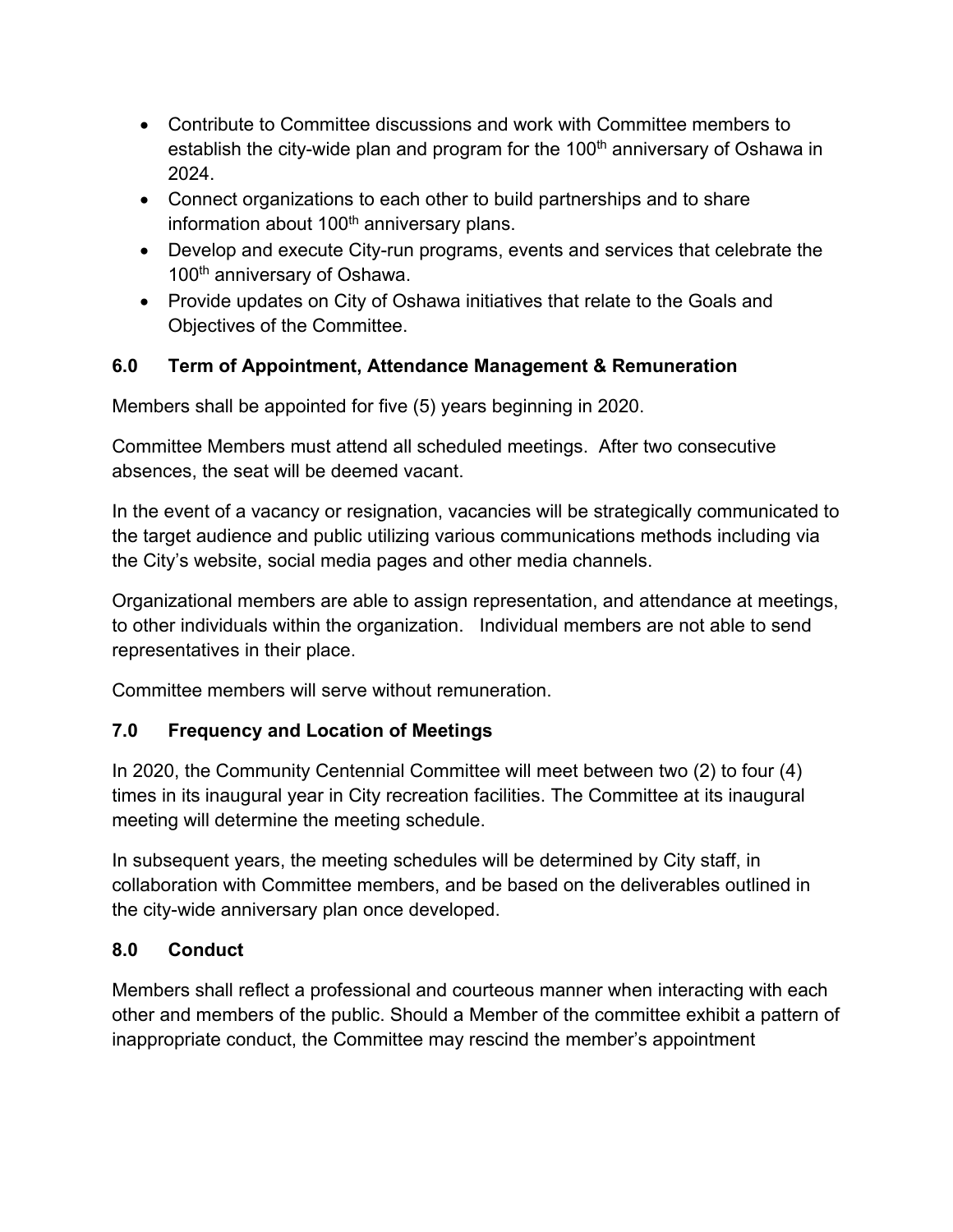- Contribute to Committee discussions and work with Committee members to establish the city-wide plan and program for the 100th anniversary of Oshawa in 2024.
- Connect organizations to each other to build partnerships and to share information about 100th anniversary plans.
- Develop and execute City-run programs, events and services that celebrate the 100th anniversary of Oshawa.
- Provide updates on City of Oshawa initiatives that relate to the Goals and Objectives of the Committee.

## 6.0 Term of Appointment, Attendance Management & Remuneration

Members shall be appointed for five (5) years beginning in 2020.

Committee Members must attend all scheduled meetings. After two consecutive absences, the seat will be deemed vacant.

In the event of a vacancy or resignation, vacancies will be strategically communicated to the target audience and public utilizing various communications methods including via the City's website, social media pages and other media channels.

Organizational members are able to assign representation, and attendance at meetings, to other individuals within the organization. Individual members are not able to send representatives in their place.

Committee members will serve without remuneration.

## 7.0 Frequency and Location of Meetings

In 2020, the Community Centennial Committee will meet between two (2) to four (4) times in its inaugural year in City recreation facilities. The Committee at its inaugural meeting will determine the meeting schedule.

In subsequent years, the meeting schedules will be determined by City staff, in collaboration with Committee members, and be based on the deliverables outlined in the city-wide anniversary plan once developed.

## 8.0 Conduct

Members shall reflect a professional and courteous manner when interacting with each other and members of the public. Should a Member of the committee exhibit a pattern of inappropriate conduct, the Committee may rescind the member's appointment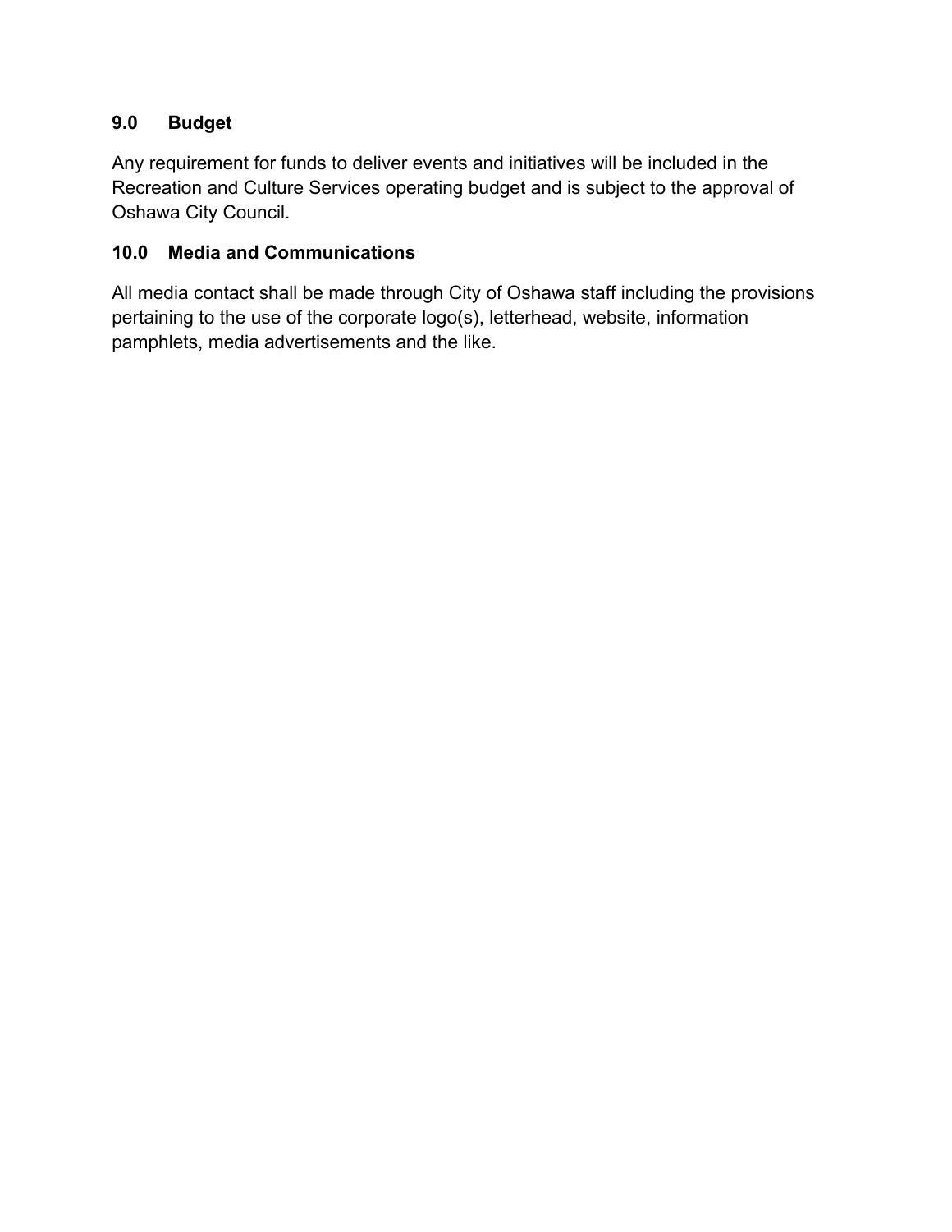## 9.0 Budget

Any requirement for funds to deliver events and initiatives will be included in the Recreation and Culture Services operating budget and is subject to the approval of Oshawa City Council.

## 10.0 Media and Communications

All media contact shall be made through City of Oshawa staff including the provisions pertaining to the use of the corporate logo(s), letterhead, website, information pamphlets, media advertisements and the like.